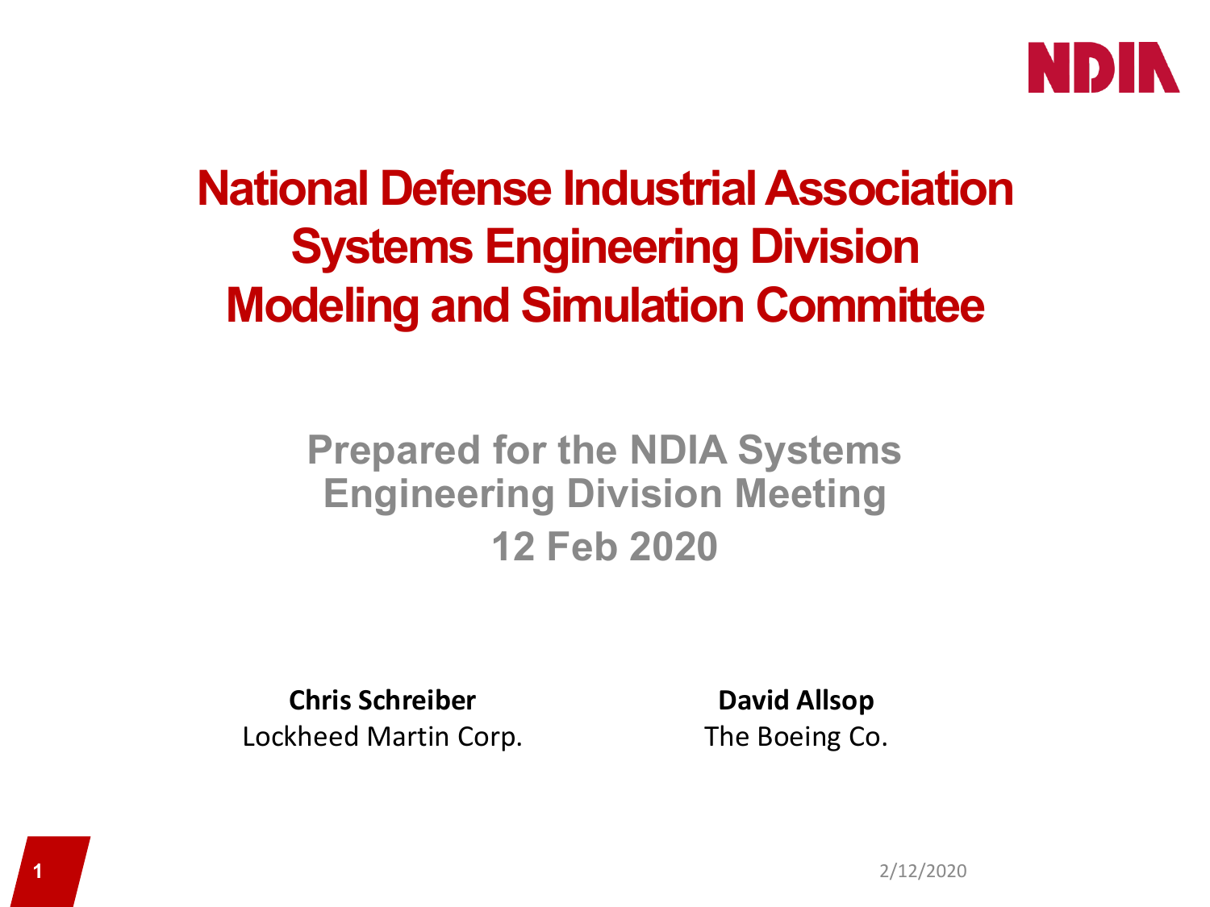# National Defense Industrial Association Systems Engineering Division Modeling and Simulation Committee

## Prepared for the NDIA Systems Engineering Division Meeting 12 Feb 2020

**Chris Schreiber**
Lockheed Martin Corp.

**David Allsop**
The Boeing Co.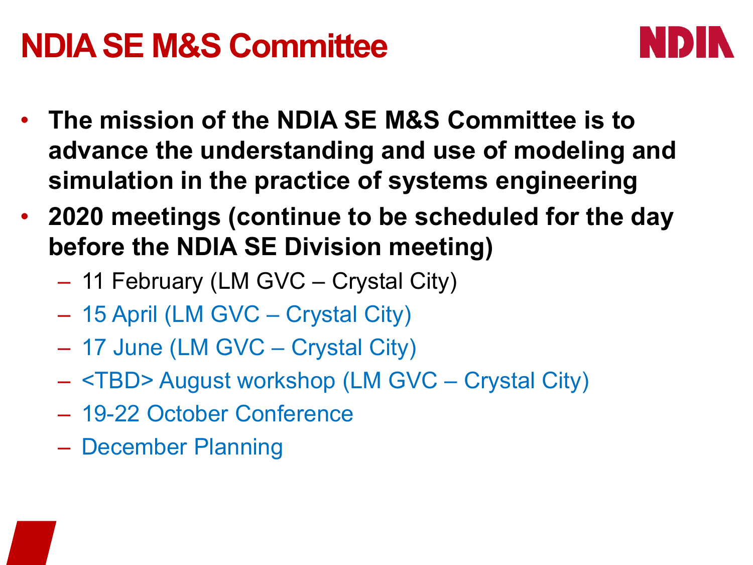# NDIA SE M&S Committee

- **The mission of the NDIA SE M&S Committee is to advance the understanding and use of modeling and simulation in the practice of systems engineering**
- **2020 meetings (continue to be scheduled for the day before the NDIA SE Division meeting)**
  - 11 February (LM GVC – Crystal City)
  - 15 April (LM GVC – Crystal City)
  - 17 June (LM GVC – Crystal City)
  - <TBD> August workshop (LM GVC – Crystal City)
  - 19-22 October Conference
  - December Planning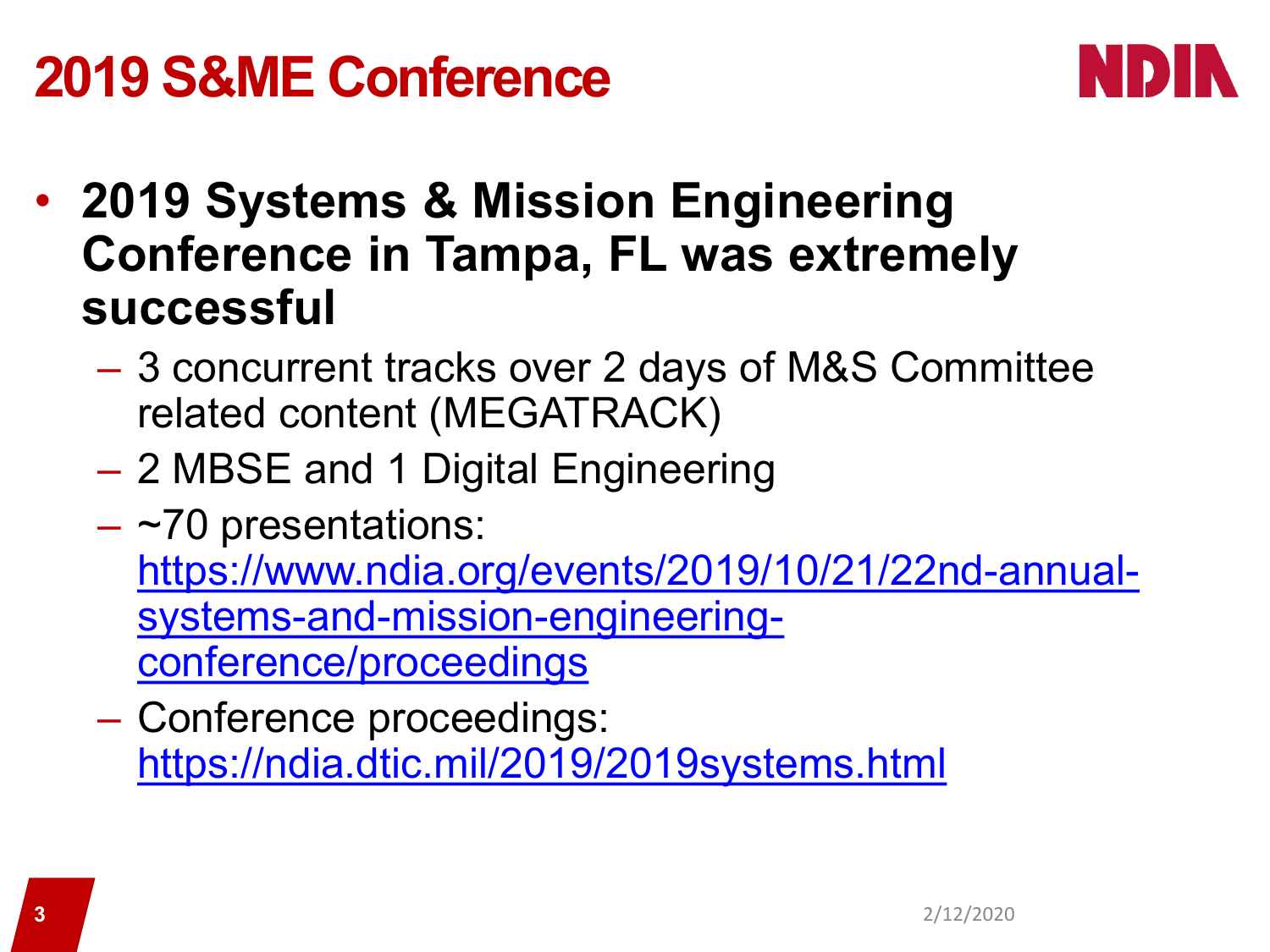# 2019 S&ME Conference

- **2019 Systems & Mission Engineering Conference in Tampa, FL was extremely successful**
  - 3 concurrent tracks over 2 days of M&S Committee related content (MEGATRACK)
  - 2 MBSE and 1 Digital Engineering
  - ~70 presentations: https://www.ndia.org/events/2019/10/21/22nd-annual-systems-and-mission-engineering-conference/proceedings
  - Conference proceedings: https://ndia.dtic.mil/2019/2019systems.html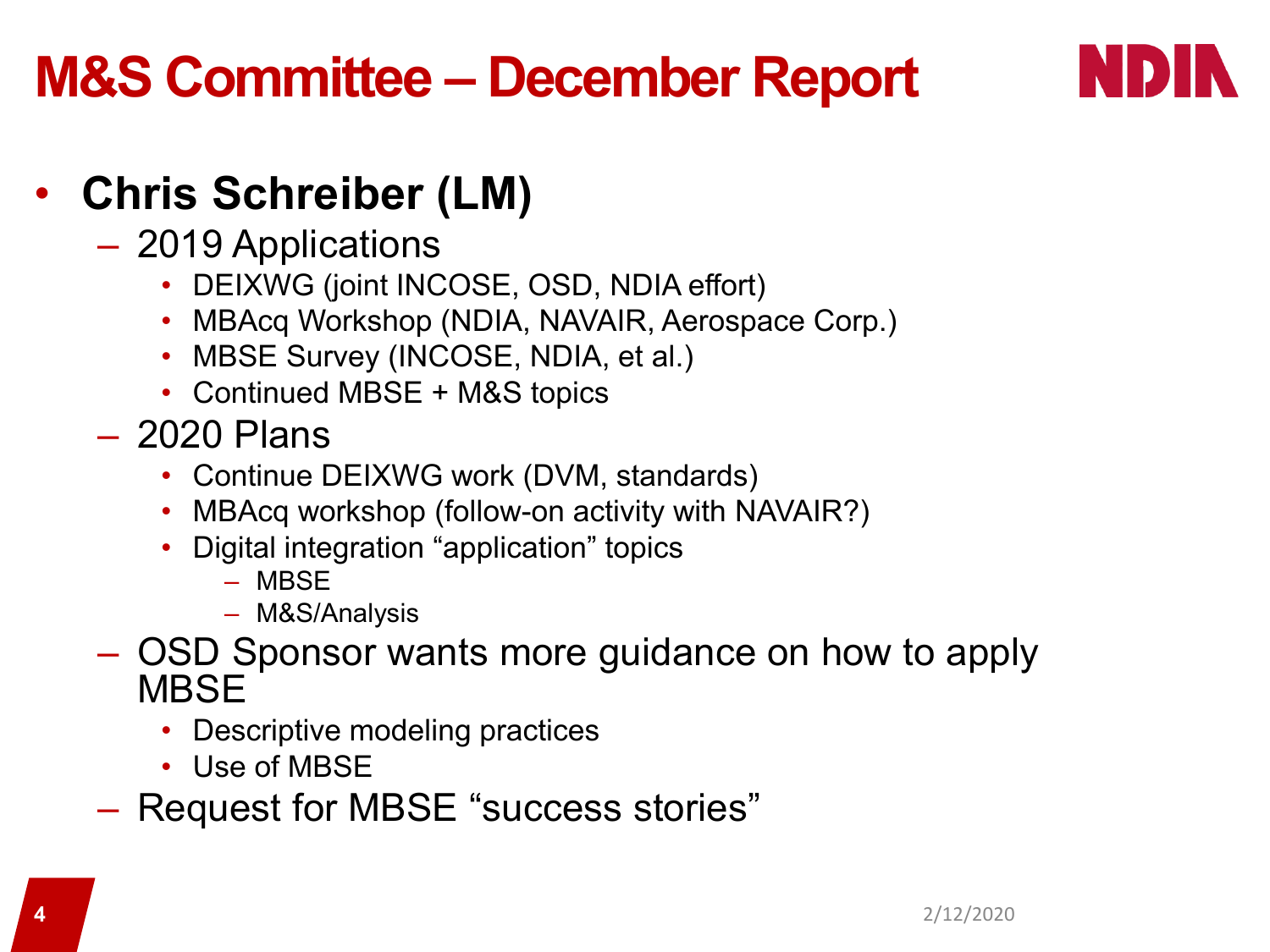# M&S Committee – December Report

- **Chris Schreiber (LM)**
  - 2019 Applications
    - DEIXWG (joint INCOSE, OSD, NDIA effort)
    - MBAcq Workshop (NDIA, NAVAIR, Aerospace Corp.)
    - MBSE Survey (INCOSE, NDIA, et al.)
    - Continued MBSE + M&S topics
  - 2020 Plans
    - Continue DEIXWG work (DVM, standards)
    - MBAcq workshop (follow-on activity with NAVAIR?)
    - Digital integration "application" topics
      - MBSE
      - M&S/Analysis
  - OSD Sponsor wants more guidance on how to apply MBSE
    - Descriptive modeling practices
    - Use of MBSE
  - Request for MBSE "success stories"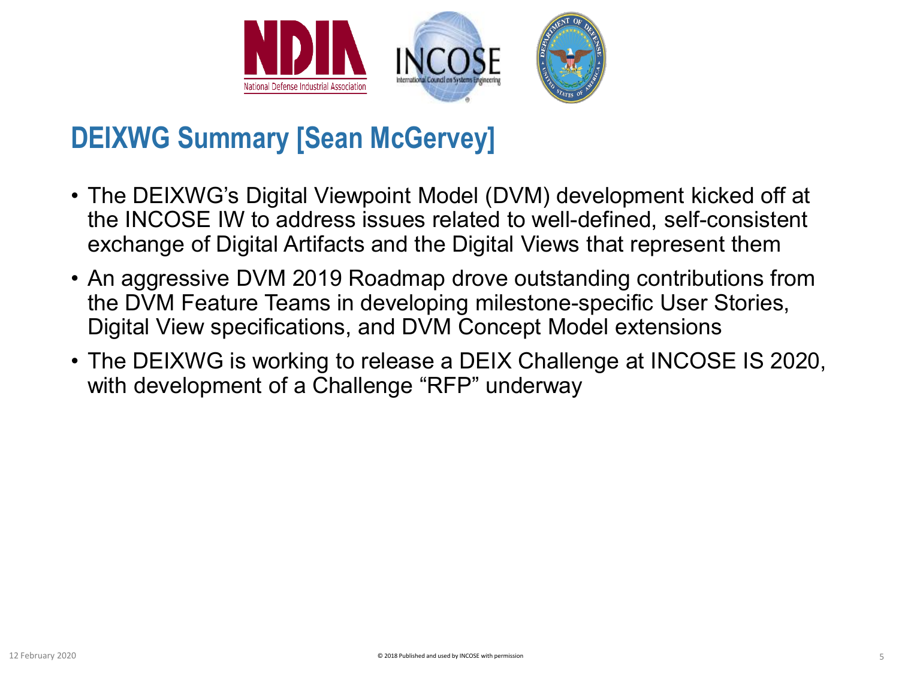## DEIXWG Summary [Sean McGervey]

- The DEIXWG's Digital Viewpoint Model (DVM) development kicked off at the INCOSE IW to address issues related to well-defined, self-consistent exchange of Digital Artifacts and the Digital Views that represent them
- An aggressive DVM 2019 Roadmap drove outstanding contributions from the DVM Feature Teams in developing milestone-specific User Stories, Digital View specifications, and DVM Concept Model extensions
- The DEIXWG is working to release a DEIX Challenge at INCOSE IS 2020, with development of a Challenge "RFP" underway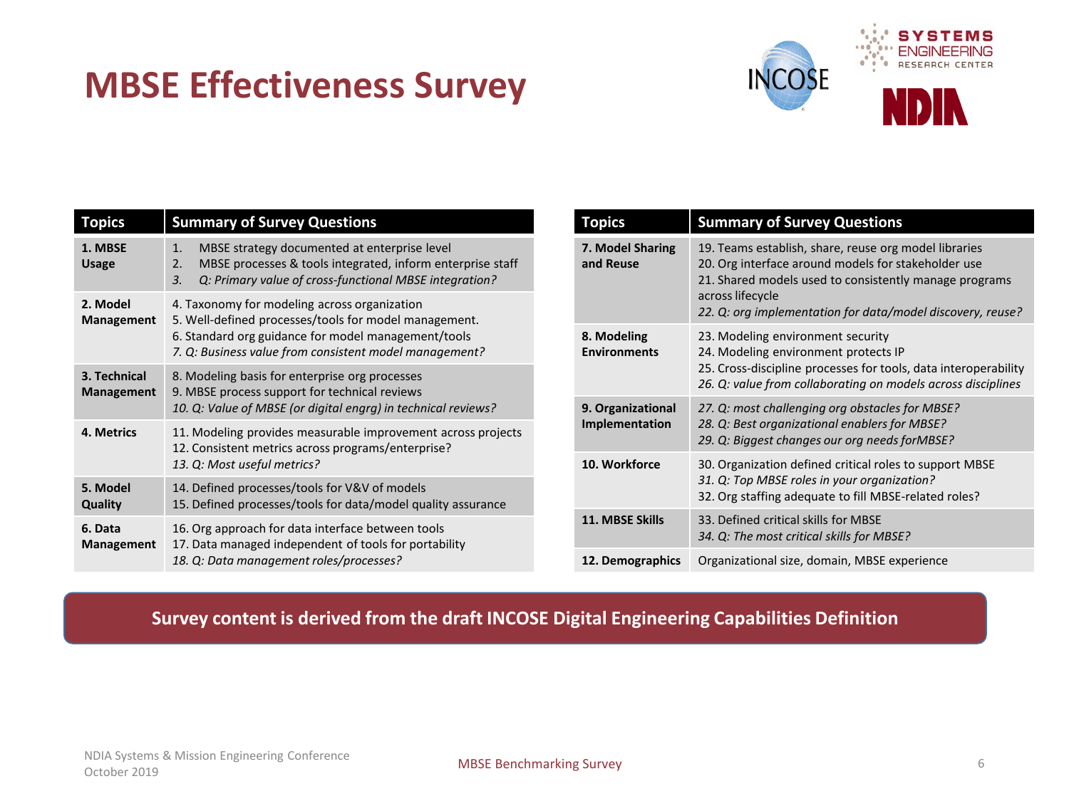# MBSE Effectiveness Survey

| Topics | Summary of Survey Questions |
|---|---|
| **1. MBSE Usage** | 1. MBSE strategy documented at enterprise level<br>2. MBSE processes & tools integrated, inform enterprise staff<br>*3. Q: Primary value of cross-functional MBSE integration?* |
| **2. Model Management** | 4. Taxonomy for modeling across organization<br>5. Well-defined processes/tools for model management.<br>6. Standard org guidance for model management/tools<br>*7. Q: Business value from consistent model management?* |
| **3. Technical Management** | 8. Modeling basis for enterprise org processes<br>9. MBSE process support for technical reviews<br>*10. Q: Value of MBSE (or digital engrg) in technical reviews?* |
| **4. Metrics** | 11. Modeling provides measurable improvement across projects<br>12. Consistent metrics across programs/enterprise?<br>*13. Q: Most useful metrics?* |
| **5. Model Quality** | 14. Defined processes/tools for V&V of models<br>15. Defined processes/tools for data/model quality assurance |
| **6. Data Management** | 16. Org approach for data interface between tools<br>17. Data managed independent of tools for portability<br>*18. Q: Data management roles/processes?* |

| Topics | Summary of Survey Questions |
|---|---|
| **7. Model Sharing and Reuse** | 19. Teams establish, share, reuse org model libraries<br>20. Org interface around models for stakeholder use<br>21. Shared models used to consistently manage programs across lifecycle<br>*22. Q: org implementation for data/model discovery, reuse?* |
| **8. Modeling Environments** | 23. Modeling environment security<br>24. Modeling environment protects IP<br>25. Cross-discipline processes for tools, data interoperability<br>*26. Q: value from collaborating on models across disciplines* |
| **9. Organizational Implementation** | *27. Q: most challenging org obstacles for MBSE?*<br>*28. Q: Best organizational enablers for MBSE?*<br>*29. Q: Biggest changes our org needs forMBSE?* |
| **10. Workforce** | 30. Organization defined critical roles to support MBSE<br>*31. Q: Top MBSE roles in your organization?*<br>32. Org staffing adequate to fill MBSE-related roles? |
| **11. MBSE Skills** | 33. Defined critical skills for MBSE<br>*34. Q: The most critical skills for MBSE?* |
| **12. Demographics** | Organizational size, domain, MBSE experience |

**Survey content is derived from the draft INCOSE Digital Engineering Capabilities Definition**